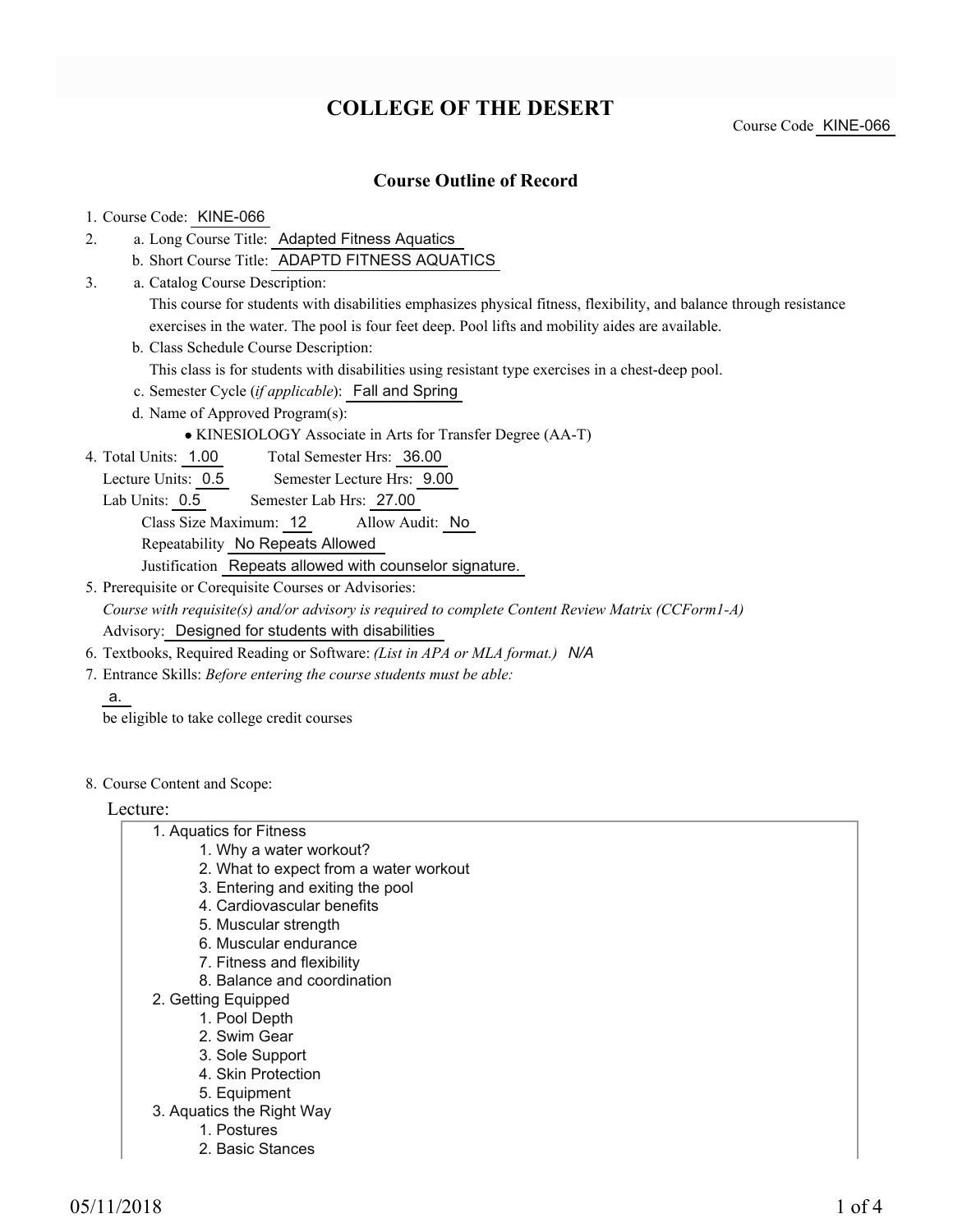# COLLEGE OF THE DESERT

Course Code KINE-066

## Course Outline of Record

1. Course Code: KINE-066
2. a. Long Course Title: Adapted Fitness Aquatics
   b. Short Course Title: ADAPTD FITNESS AQUATICS
3. a. Catalog Course Description:
   This course for students with disabilities emphasizes physical fitness, flexibility, and balance through resistance exercises in the water. The pool is four feet deep. Pool lifts and mobility aides are available.
   b. Class Schedule Course Description:
   This class is for students with disabilities using resistant type exercises in a chest-deep pool.
   c. Semester Cycle (*if applicable*): Fall and Spring
   d. Name of Approved Program(s):
   - KINESIOLOGY Associate in Arts for Transfer Degree (AA-T)
4. Total Units: 1.00 Total Semester Hrs: 36.00
   Lecture Units: 0.5 Semester Lecture Hrs: 9.00
   Lab Units: 0.5 Semester Lab Hrs: 27.00
   Class Size Maximum: 12 Allow Audit: No
   Repeatability No Repeats Allowed
   Justification Repeats allowed with counselor signature.
5. Prerequisite or Corequisite Courses or Advisories:
   *Course with requisite(s) and/or advisory is required to complete Content Review Matrix (CCForm1-A)*
   Advisory: Designed for students with disabilities
6. Textbooks, Required Reading or Software: *(List in APA or MLA format.)* *N/A*
7. Entrance Skills: *Before entering the course students must be able:*
   a.
   be eligible to take college credit courses
8. Course Content and Scope:

Lecture:

1. Aquatics for Fitness
   1. Why a water workout?
   2. What to expect from a water workout
   3. Entering and exiting the pool
   4. Cardiovascular benefits
   5. Muscular strength
   6. Muscular endurance
   7. Fitness and flexibility
   8. Balance and coordination
2. Getting Equipped
   1. Pool Depth
   2. Swim Gear
   3. Sole Support
   4. Skin Protection
   5. Equipment
3. Aquatics the Right Way
   1. Postures
   2. Basic Stances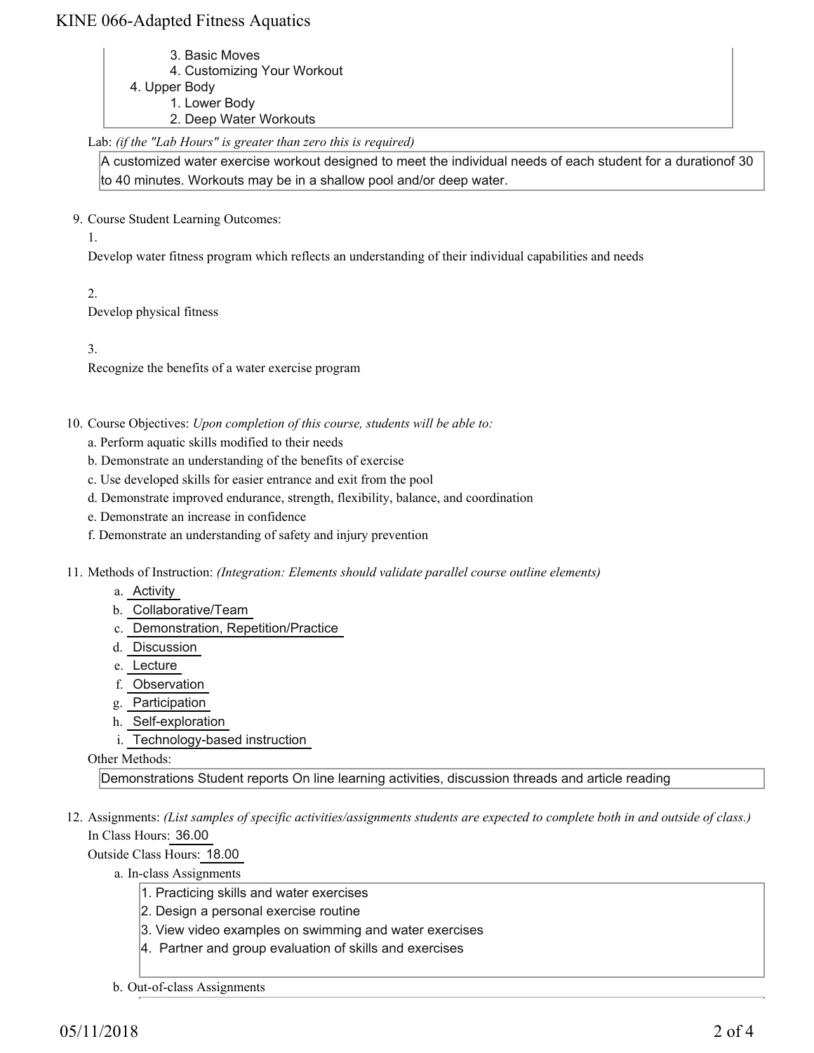3. Basic Moves
4. Customizing Your Workout

4. Upper Body
   1. Lower Body
   2. Deep Water Workouts

Lab: *(if the "Lab Hours" is greater than zero this is required)*

A customized water exercise workout designed to meet the individual needs of each student for a durationof 30 to 40 minutes. Workouts may be in a shallow pool and/or deep water.

9. Course Student Learning Outcomes:

   1.

   Develop water fitness program which reflects an understanding of their individual capabilities and needs

   2.

   Develop physical fitness

   3.

   Recognize the benefits of a water exercise program

10. Course Objectives: *Upon completion of this course, students will be able to:*

    a. Perform aquatic skills modified to their needs
    b. Demonstrate an understanding of the benefits of exercise
    c. Use developed skills for easier entrance and exit from the pool
    d. Demonstrate improved endurance, strength, flexibility, balance, and coordination
    e. Demonstrate an increase in confidence
    f. Demonstrate an understanding of safety and injury prevention

11. Methods of Instruction: *(Integration: Elements should validate parallel course outline elements)*

    a. Activity
    b. Collaborative/Team
    c. Demonstration, Repetition/Practice
    d. Discussion
    e. Lecture
    f. Observation
    g. Participation
    h. Self-exploration
    i. Technology-based instruction

    Other Methods:

    Demonstrations Student reports On line learning activities, discussion threads and article reading

12. Assignments: *(List samples of specific activities/assignments students are expected to complete both in and outside of class.)*

    In Class Hours: 36.00

    Outside Class Hours: 18.00

    a. In-class Assignments

       1. Practicing skills and water exercises
       2. Design a personal exercise routine
       3. View video examples on swimming and water exercises
       4. Partner and group evaluation of skills and exercises

    b. Out-of-class Assignments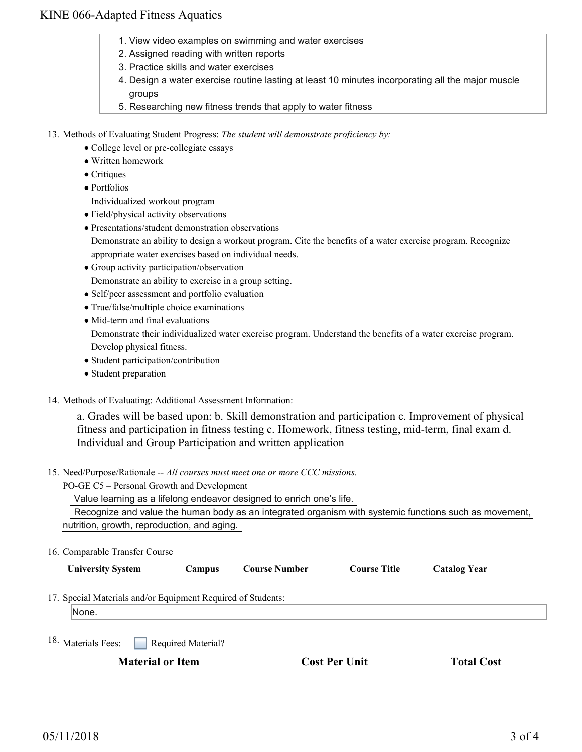1. View video examples on swimming and water exercises
2. Assigned reading with written reports
3. Practice skills and water exercises
4. Design a water exercise routine lasting at least 10 minutes incorporating all the major muscle groups
5. Researching new fitness trends that apply to water fitness

13. Methods of Evaluating Student Progress: *The student will demonstrate proficiency by:*
    - College level or pre-collegiate essays
    - Written homework
    - Critiques
    - Portfolios
      Individualized workout program
    - Field/physical activity observations
    - Presentations/student demonstration observations
      Demonstrate an ability to design a workout program. Cite the benefits of a water exercise program. Recognize appropriate water exercises based on individual needs.
    - Group activity participation/observation
      Demonstrate an ability to exercise in a group setting.
    - Self/peer assessment and portfolio evaluation
    - True/false/multiple choice examinations
    - Mid-term and final evaluations
      Demonstrate their individualized water exercise program. Understand the benefits of a water exercise program. Develop physical fitness.
    - Student participation/contribution
    - Student preparation

14. Methods of Evaluating: Additional Assessment Information:

    a. Grades will be based upon: b. Skill demonstration and participation c. Improvement of physical fitness and participation in fitness testing c. Homework, fitness testing, mid-term, final exam d. Individual and Group Participation and written application

15. Need/Purpose/Rationale -- *All courses must meet one or more CCC missions.*

    PO-GE C5 – Personal Growth and Development

    Value learning as a lifelong endeavor designed to enrich one's life.

    Recognize and value the human body as an integrated organism with systemic functions such as movement, nutrition, growth, reproduction, and aging.

16. Comparable Transfer Course

| University System | Campus | Course Number | Course Title | Catalog Year |
| --- | --- | --- | --- | --- |

17. Special Materials and/or Equipment Required of Students:

    None.

18. Materials Fees: ☐ Required Material?

| Material or Item | Cost Per Unit | Total Cost |
| --- | --- | --- |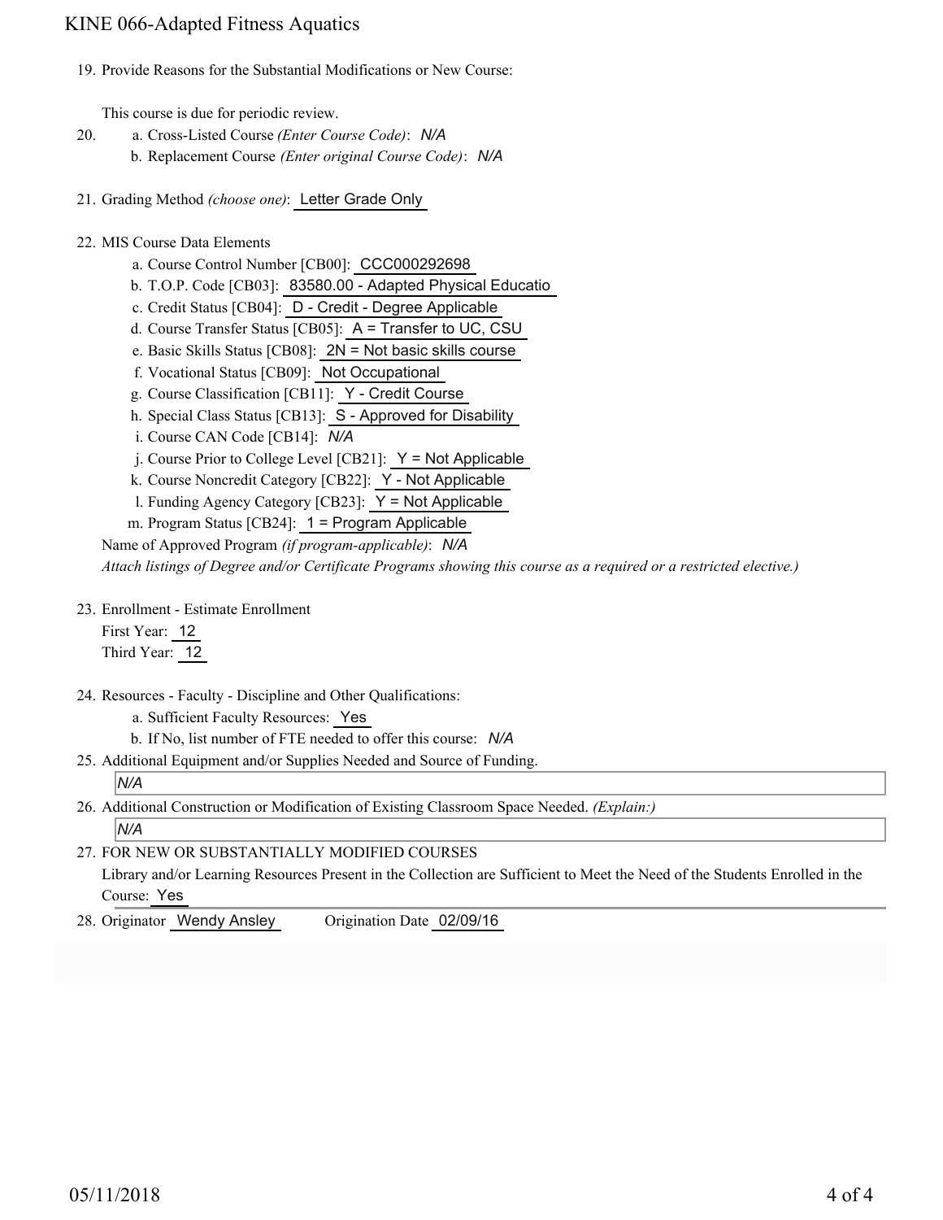19. Provide Reasons for the Substantial Modifications or New Course:

    This course is due for periodic review.

20. a. Cross-Listed Course *(Enter Course Code)*: *N/A*
    b. Replacement Course *(Enter original Course Code)*: *N/A*

21. Grading Method *(choose one)*: Letter Grade Only

22. MIS Course Data Elements
    a. Course Control Number [CB00]: CCC000292698
    b. T.O.P. Code [CB03]: 83580.00 - Adapted Physical Educatio
    c. Credit Status [CB04]: D - Credit - Degree Applicable
    d. Course Transfer Status [CB05]: A = Transfer to UC, CSU
    e. Basic Skills Status [CB08]: 2N = Not basic skills course
    f. Vocational Status [CB09]: Not Occupational
    g. Course Classification [CB11]: Y - Credit Course
    h. Special Class Status [CB13]: S - Approved for Disability
    i. Course CAN Code [CB14]: *N/A*
    j. Course Prior to College Level [CB21]: Y = Not Applicable
    k. Course Noncredit Category [CB22]: Y - Not Applicable
    l. Funding Agency Category [CB23]: Y = Not Applicable
    m. Program Status [CB24]: 1 = Program Applicable

    Name of Approved Program *(if program-applicable)*: *N/A*

    *Attach listings of Degree and/or Certificate Programs showing this course as a required or a restricted elective.)*

23. Enrollment - Estimate Enrollment
    First Year: 12
    Third Year: 12

24. Resources - Faculty - Discipline and Other Qualifications:
    a. Sufficient Faculty Resources: Yes
    b. If No, list number of FTE needed to offer this course: *N/A*

25. Additional Equipment and/or Supplies Needed and Source of Funding.

    *N/A*

26. Additional Construction or Modification of Existing Classroom Space Needed. *(Explain:)*

    *N/A*

27. FOR NEW OR SUBSTANTIALLY MODIFIED COURSES
    Library and/or Learning Resources Present in the Collection are Sufficient to Meet the Need of the Students Enrolled in the Course: Yes

28. Originator Wendy Ansley    Origination Date 02/09/16